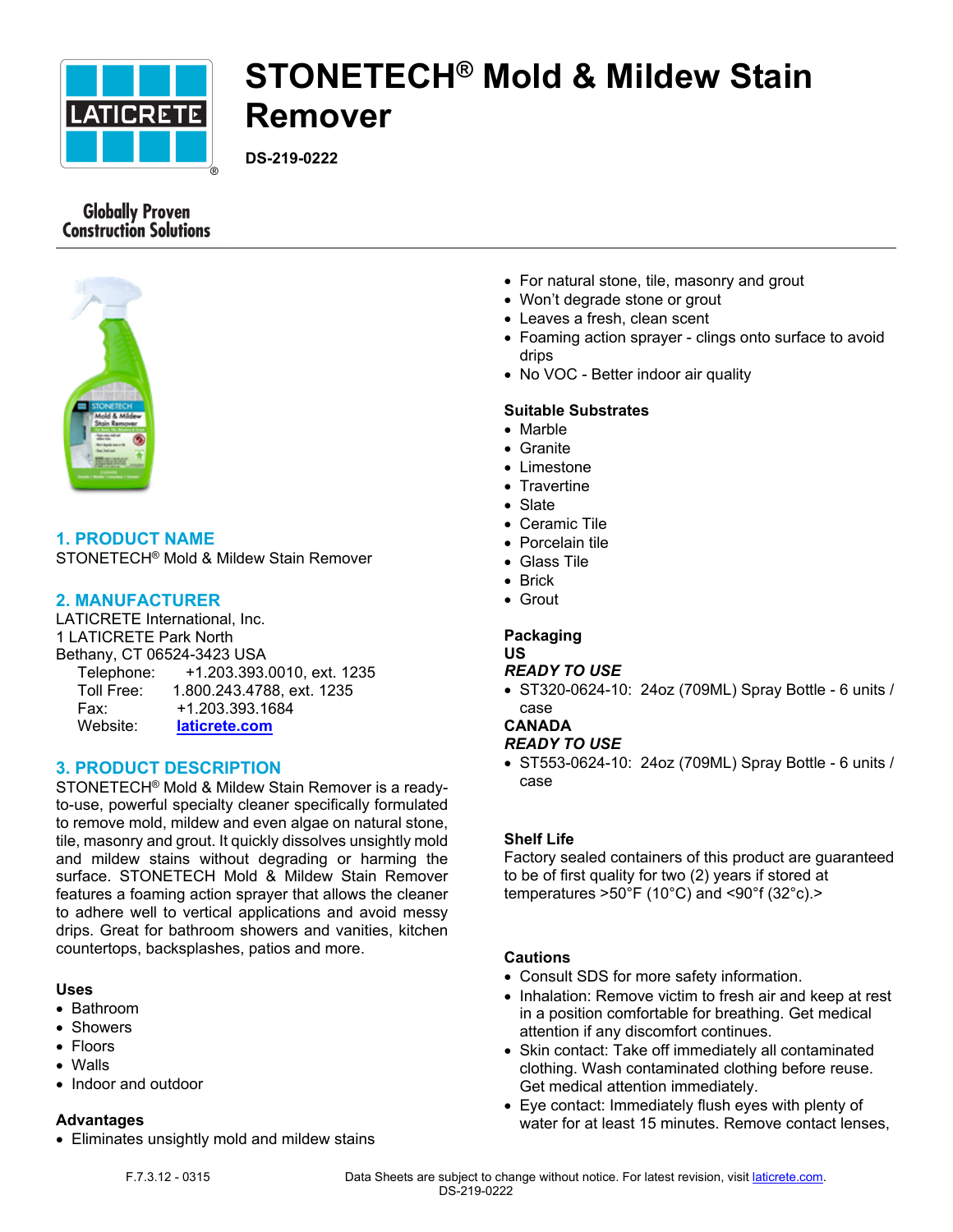# STONETECH® Mold & Mildew Stain Remover

**DS-219-0222**

Globally Proven Construction Solutions

## 1. PRODUCT NAME

STONETECH® Mold & Mildew Stain Remover

## 2. MANUFACTURER

LATICRETE International, Inc.
1 LATICRETE Park North
Bethany, CT 06524-3423 USA

Telephone: +1.203.393.0010, ext. 1235
Toll Free: 1.800.243.4788, ext. 1235
Fax: +1.203.393.1684
Website: laticrete.com

## 3. PRODUCT DESCRIPTION

STONETECH® Mold & Mildew Stain Remover is a ready-to-use, powerful specialty cleaner specifically formulated to remove mold, mildew and even algae on natural stone, tile, masonry and grout. It quickly dissolves unsightly mold and mildew stains without degrading or harming the surface. STONETECH Mold & Mildew Stain Remover features a foaming action sprayer that allows the cleaner to adhere well to vertical applications and avoid messy drips. Great for bathroom showers and vanities, kitchen countertops, backsplashes, patios and more.

### Uses

- Bathroom
- Showers
- Floors
- Walls
- Indoor and outdoor

### Advantages

- Eliminates unsightly mold and mildew stains
- For natural stone, tile, masonry and grout
- Won't degrade stone or grout
- Leaves a fresh, clean scent
- Foaming action sprayer - clings onto surface to avoid drips
- No VOC - Better indoor air quality

### Suitable Substrates

- Marble
- Granite
- Limestone
- Travertine
- Slate
- Ceramic Tile
- Porcelain tile
- Glass Tile
- Brick
- Grout

### Packaging

**US**

***READY TO USE***

- ST320-0624-10: 24oz (709ML) Spray Bottle - 6 units / case

**CANADA**

***READY TO USE***

- ST553-0624-10: 24oz (709ML) Spray Bottle - 6 units / case

### Shelf Life

Factory sealed containers of this product are guaranteed to be of first quality for two (2) years if stored at temperatures >50°F (10°C) and <90°f (32°c).>

### Cautions

- Consult SDS for more safety information.
- Inhalation: Remove victim to fresh air and keep at rest in a position comfortable for breathing. Get medical attention if any discomfort continues.
- Skin contact: Take off immediately all contaminated clothing. Wash contaminated clothing before reuse. Get medical attention immediately.
- Eye contact: Immediately flush eyes with plenty of water for at least 15 minutes. Remove contact lenses,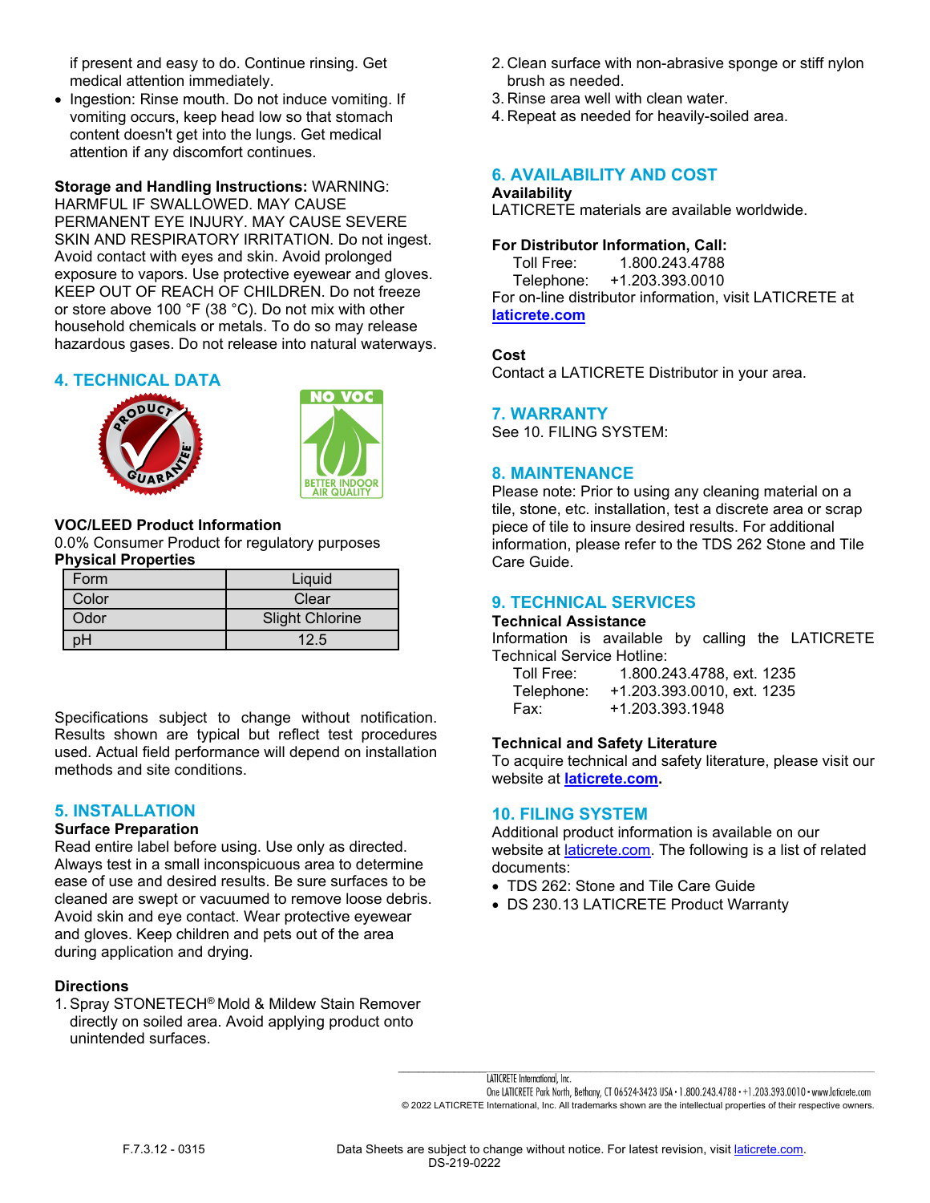if present and easy to do. Continue rinsing. Get medical attention immediately.

- Ingestion: Rinse mouth. Do not induce vomiting. If vomiting occurs, keep head low so that stomach content doesn't get into the lungs. Get medical attention if any discomfort continues.

**Storage and Handling Instructions:** WARNING: HARMFUL IF SWALLOWED. MAY CAUSE PERMANENT EYE INJURY. MAY CAUSE SEVERE SKIN AND RESPIRATORY IRRITATION. Do not ingest. Avoid contact with eyes and skin. Avoid prolonged exposure to vapors. Use protective eyewear and gloves. KEEP OUT OF REACH OF CHILDREN. Do not freeze or store above 100 °F (38 °C). Do not mix with other household chemicals or metals. To do so may release hazardous gases. Do not release into natural waterways.

## 4. TECHNICAL DATA

**VOC/LEED Product Information**

0.0% Consumer Product for regulatory purposes

**Physical Properties**

| | |
|---|---|
| Form | Liquid |
| Color | Clear |
| Odor | Slight Chlorine |
| pH | 12.5 |

Specifications subject to change without notification. Results shown are typical but reflect test procedures used. Actual field performance will depend on installation methods and site conditions.

## 5. INSTALLATION

**Surface Preparation**

Read entire label before using. Use only as directed. Always test in a small inconspicuous area to determine ease of use and desired results. Be sure surfaces to be cleaned are swept or vacuumed to remove loose debris. Avoid skin and eye contact. Wear protective eyewear and gloves. Keep children and pets out of the area during application and drying.

**Directions**

1. Spray STONETECH® Mold & Mildew Stain Remover directly on soiled area. Avoid applying product onto unintended surfaces.
2. Clean surface with non-abrasive sponge or stiff nylon brush as needed.
3. Rinse area well with clean water.
4. Repeat as needed for heavily-soiled area.

## 6. AVAILABILITY AND COST

**Availability**

LATICRETE materials are available worldwide.

**For Distributor Information, Call:**

Toll Free: 1.800.243.4788
Telephone: +1.203.393.0010
For on-line distributor information, visit LATICRETE at **laticrete.com**

**Cost**

Contact a LATICRETE Distributor in your area.

## 7. WARRANTY

See 10. FILING SYSTEM:

## 8. MAINTENANCE

Please note: Prior to using any cleaning material on a tile, stone, etc. installation, test a discrete area or scrap piece of tile to insure desired results. For additional information, please refer to the TDS 262 Stone and Tile Care Guide.

## 9. TECHNICAL SERVICES

**Technical Assistance**

Information is available by calling the LATICRETE Technical Service Hotline:

Toll Free: 1.800.243.4788, ext. 1235
Telephone: +1.203.393.0010, ext. 1235
Fax: +1.203.393.1948

**Technical and Safety Literature**

To acquire technical and safety literature, please visit our website at **laticrete.com**.

## 10. FILING SYSTEM

Additional product information is available on our website at laticrete.com. The following is a list of related documents:

- TDS 262: Stone and Tile Care Guide
- DS 230.13 LATICRETE Product Warranty

LATICRETE International, Inc.
One LATICRETE Park North, Bethany, CT 06524-3423 USA • 1.800.243.4788 • +1.203.393.0010 • www.laticrete.com
© 2022 LATICRETE International, Inc. All trademarks shown are the intellectual properties of their respective owners.

F.7.3.12 - 0315

Data Sheets are subject to change without notice. For latest revision, visit laticrete.com.
DS-219-0222